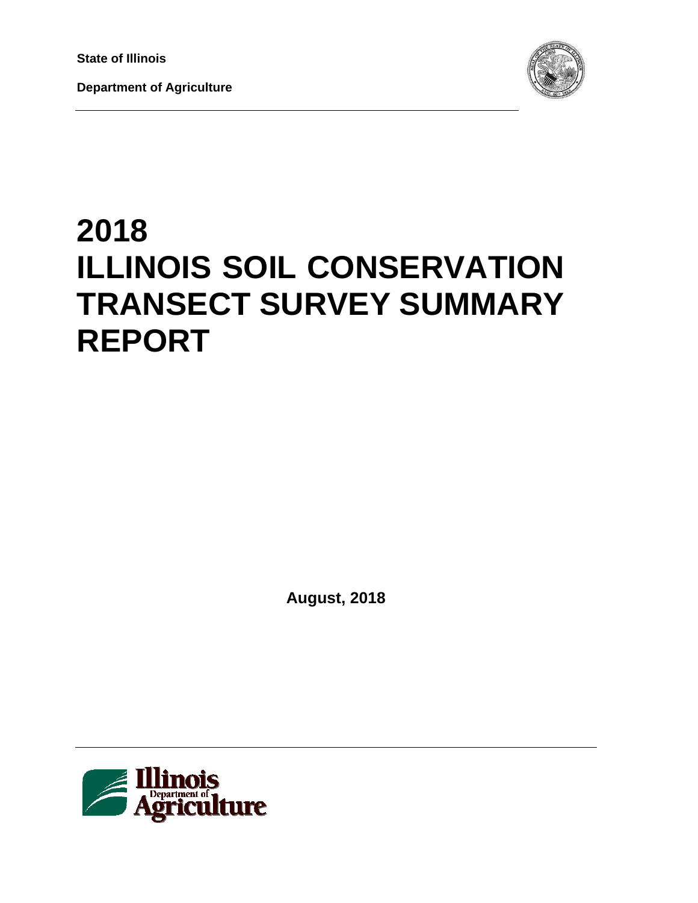**State of Illinois**

**Department of Agriculture**

# 2018 ILLINOIS SOIL CONSERVATION TRANSECT SURVEY SUMMARY REPORT

**August, 2018**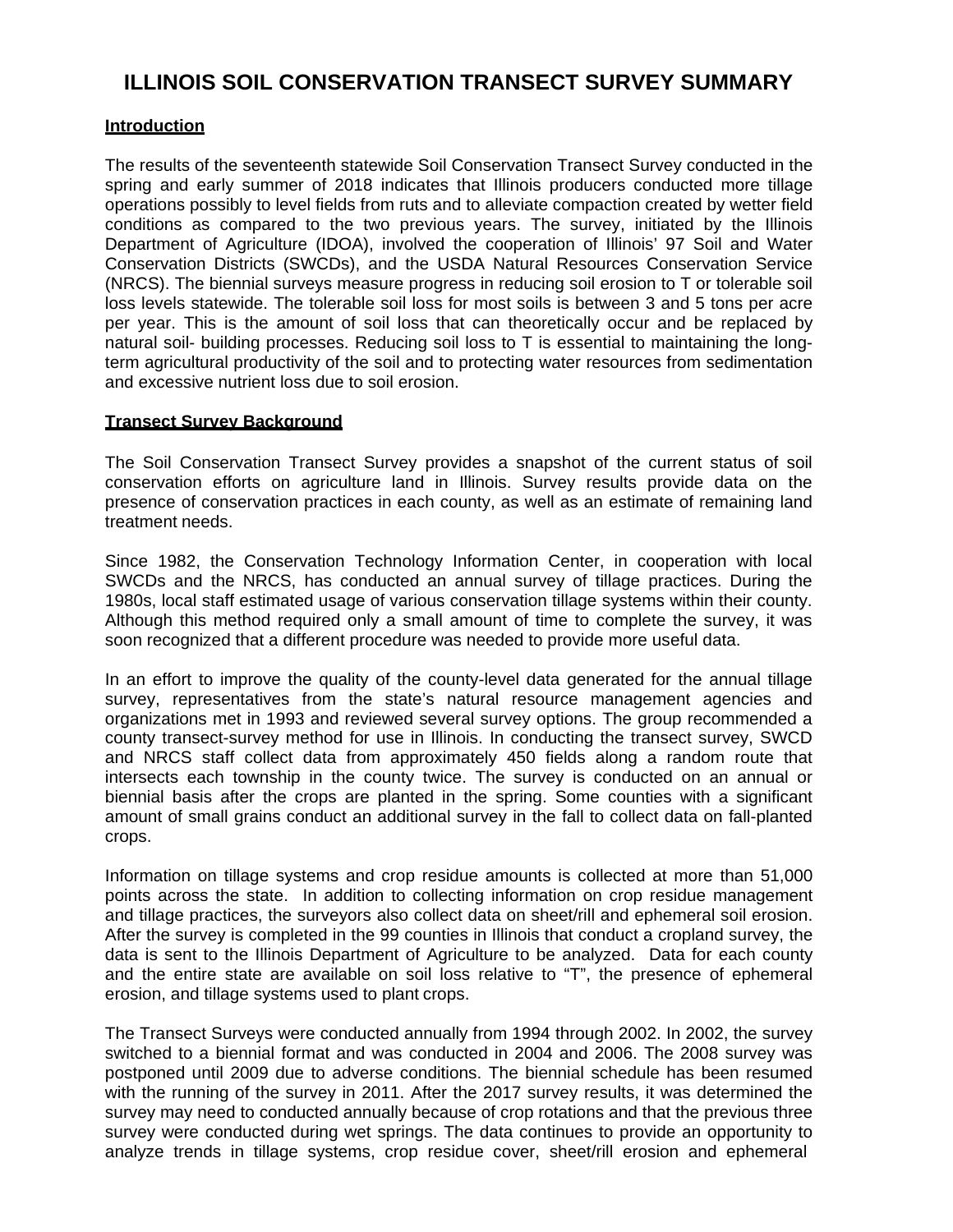# ILLINOIS SOIL CONSERVATION TRANSECT SURVEY SUMMARY

## Introduction

The results of the seventeenth statewide Soil Conservation Transect Survey conducted in the spring and early summer of 2018 indicates that Illinois producers conducted more tillage operations possibly to level fields from ruts and to alleviate compaction created by wetter field conditions as compared to the two previous years. The survey, initiated by the Illinois Department of Agriculture (IDOA), involved the cooperation of Illinois' 97 Soil and Water Conservation Districts (SWCDs), and the USDA Natural Resources Conservation Service (NRCS). The biennial surveys measure progress in reducing soil erosion to T or tolerable soil loss levels statewide. The tolerable soil loss for most soils is between 3 and 5 tons per acre per year. This is the amount of soil loss that can theoretically occur and be replaced by natural soil- building processes. Reducing soil loss to T is essential to maintaining the long-term agricultural productivity of the soil and to protecting water resources from sedimentation and excessive nutrient loss due to soil erosion.

## Transect Survey Background

The Soil Conservation Transect Survey provides a snapshot of the current status of soil conservation efforts on agriculture land in Illinois. Survey results provide data on the presence of conservation practices in each county, as well as an estimate of remaining land treatment needs.

Since 1982, the Conservation Technology Information Center, in cooperation with local SWCDs and the NRCS, has conducted an annual survey of tillage practices. During the 1980s, local staff estimated usage of various conservation tillage systems within their county. Although this method required only a small amount of time to complete the survey, it was soon recognized that a different procedure was needed to provide more useful data.

In an effort to improve the quality of the county-level data generated for the annual tillage survey, representatives from the state's natural resource management agencies and organizations met in 1993 and reviewed several survey options. The group recommended a county transect-survey method for use in Illinois. In conducting the transect survey, SWCD and NRCS staff collect data from approximately 450 fields along a random route that intersects each township in the county twice. The survey is conducted on an annual or biennial basis after the crops are planted in the spring. Some counties with a significant amount of small grains conduct an additional survey in the fall to collect data on fall-planted crops.

Information on tillage systems and crop residue amounts is collected at more than 51,000 points across the state. In addition to collecting information on crop residue management and tillage practices, the surveyors also collect data on sheet/rill and ephemeral soil erosion. After the survey is completed in the 99 counties in Illinois that conduct a cropland survey, the data is sent to the Illinois Department of Agriculture to be analyzed. Data for each county and the entire state are available on soil loss relative to "T", the presence of ephemeral erosion, and tillage systems used to plant crops.

The Transect Surveys were conducted annually from 1994 through 2002. In 2002, the survey switched to a biennial format and was conducted in 2004 and 2006. The 2008 survey was postponed until 2009 due to adverse conditions. The biennial schedule has been resumed with the running of the survey in 2011. After the 2017 survey results, it was determined the survey may need to conducted annually because of crop rotations and that the previous three survey were conducted during wet springs. The data continues to provide an opportunity to analyze trends in tillage systems, crop residue cover, sheet/rill erosion and ephemeral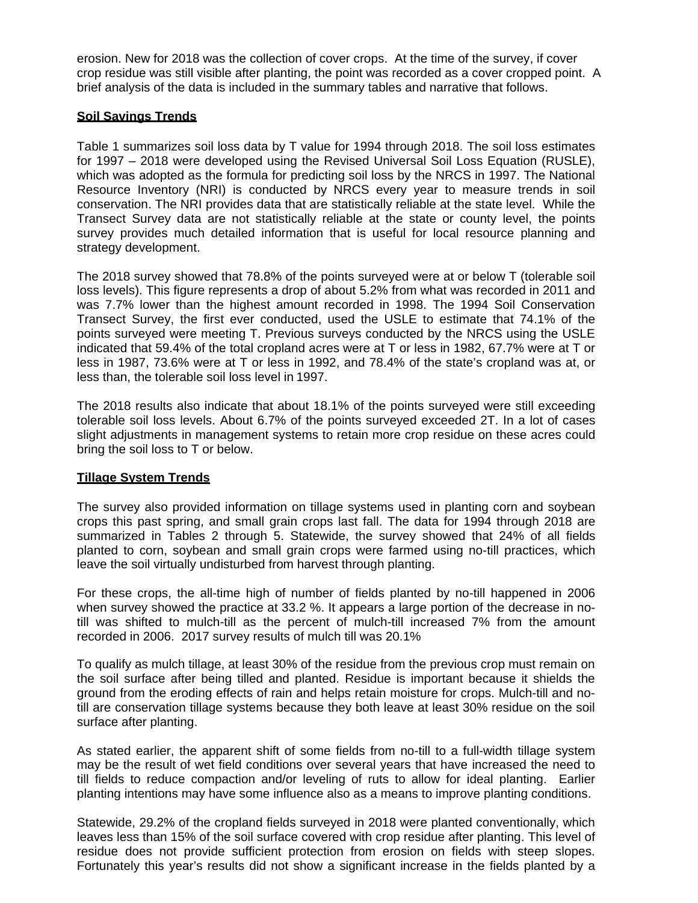erosion. New for 2018 was the collection of cover crops. At the time of the survey, if cover crop residue was still visible after planting, the point was recorded as a cover cropped point. A brief analysis of the data is included in the summary tables and narrative that follows.

## Soil Savings Trends

Table 1 summarizes soil loss data by T value for 1994 through 2018. The soil loss estimates for 1997 – 2018 were developed using the Revised Universal Soil Loss Equation (RUSLE), which was adopted as the formula for predicting soil loss by the NRCS in 1997. The National Resource Inventory (NRI) is conducted by NRCS every year to measure trends in soil conservation. The NRI provides data that are statistically reliable at the state level. While the Transect Survey data are not statistically reliable at the state or county level, the points survey provides much detailed information that is useful for local resource planning and strategy development.

The 2018 survey showed that 78.8% of the points surveyed were at or below T (tolerable soil loss levels). This figure represents a drop of about 5.2% from what was recorded in 2011 and was 7.7% lower than the highest amount recorded in 1998. The 1994 Soil Conservation Transect Survey, the first ever conducted, used the USLE to estimate that 74.1% of the points surveyed were meeting T. Previous surveys conducted by the NRCS using the USLE indicated that 59.4% of the total cropland acres were at T or less in 1982, 67.7% were at T or less in 1987, 73.6% were at T or less in 1992, and 78.4% of the state's cropland was at, or less than, the tolerable soil loss level in 1997.

The 2018 results also indicate that about 18.1% of the points surveyed were still exceeding tolerable soil loss levels. About 6.7% of the points surveyed exceeded 2T. In a lot of cases slight adjustments in management systems to retain more crop residue on these acres could bring the soil loss to T or below.

## Tillage System Trends

The survey also provided information on tillage systems used in planting corn and soybean crops this past spring, and small grain crops last fall. The data for 1994 through 2018 are summarized in Tables 2 through 5. Statewide, the survey showed that 24% of all fields planted to corn, soybean and small grain crops were farmed using no-till practices, which leave the soil virtually undisturbed from harvest through planting.

For these crops, the all-time high of number of fields planted by no-till happened in 2006 when survey showed the practice at 33.2 %. It appears a large portion of the decrease in no-till was shifted to mulch-till as the percent of mulch-till increased 7% from the amount recorded in 2006. 2017 survey results of mulch till was 20.1%

To qualify as mulch tillage, at least 30% of the residue from the previous crop must remain on the soil surface after being tilled and planted. Residue is important because it shields the ground from the eroding effects of rain and helps retain moisture for crops. Mulch-till and no-till are conservation tillage systems because they both leave at least 30% residue on the soil surface after planting.

As stated earlier, the apparent shift of some fields from no-till to a full-width tillage system may be the result of wet field conditions over several years that have increased the need to till fields to reduce compaction and/or leveling of ruts to allow for ideal planting. Earlier planting intentions may have some influence also as a means to improve planting conditions.

Statewide, 29.2% of the cropland fields surveyed in 2018 were planted conventionally, which leaves less than 15% of the soil surface covered with crop residue after planting. This level of residue does not provide sufficient protection from erosion on fields with steep slopes. Fortunately this year's results did not show a significant increase in the fields planted by a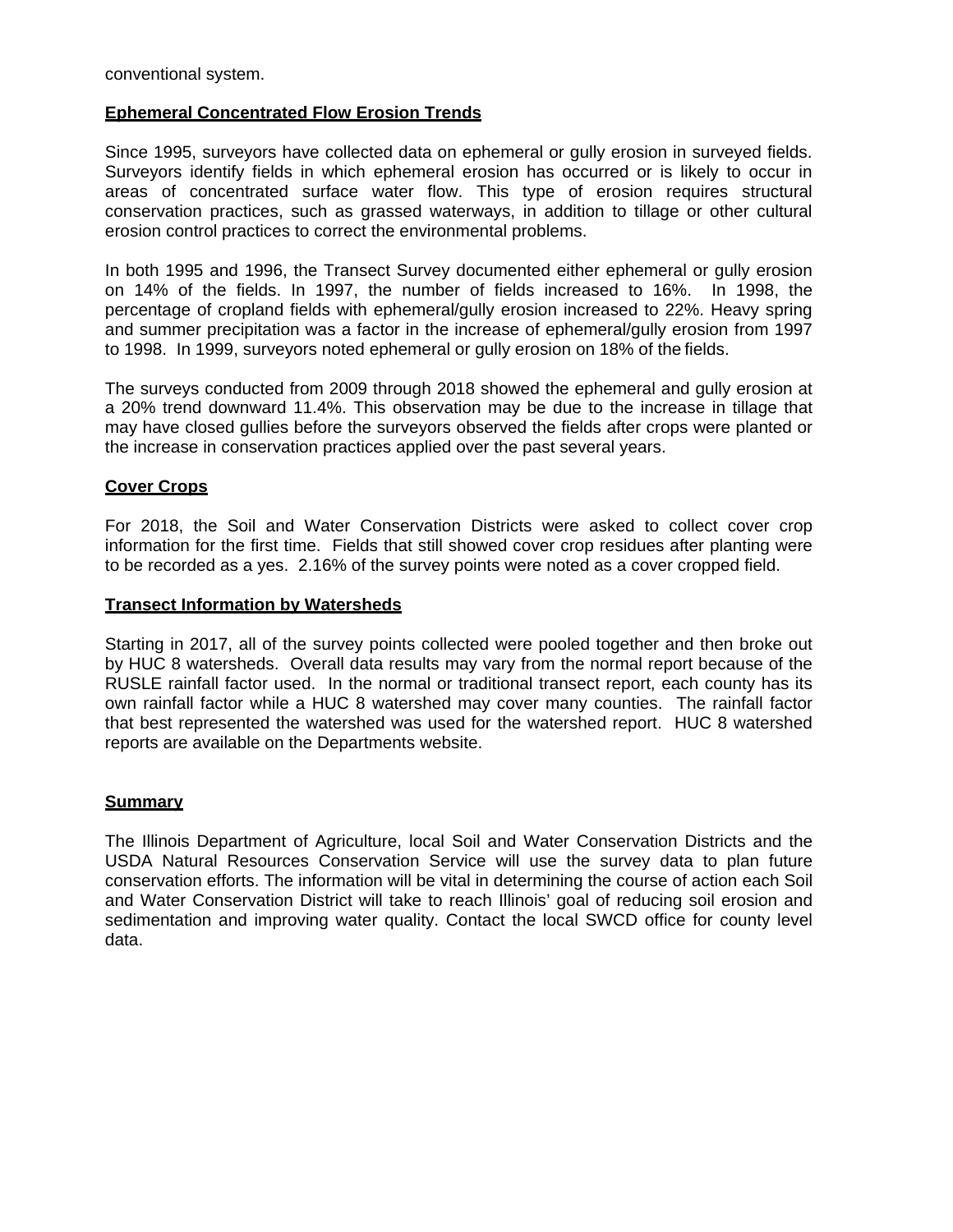conventional system.

**Ephemeral Concentrated Flow Erosion Trends**

Since 1995, surveyors have collected data on ephemeral or gully erosion in surveyed fields. Surveyors identify fields in which ephemeral erosion has occurred or is likely to occur in areas of concentrated surface water flow. This type of erosion requires structural conservation practices, such as grassed waterways, in addition to tillage or other cultural erosion control practices to correct the environmental problems.

In both 1995 and 1996, the Transect Survey documented either ephemeral or gully erosion on 14% of the fields. In 1997, the number of fields increased to 16%. In 1998, the percentage of cropland fields with ephemeral/gully erosion increased to 22%. Heavy spring and summer precipitation was a factor in the increase of ephemeral/gully erosion from 1997 to 1998. In 1999, surveyors noted ephemeral or gully erosion on 18% of the fields.

The surveys conducted from 2009 through 2018 showed the ephemeral and gully erosion at a 20% trend downward 11.4%. This observation may be due to the increase in tillage that may have closed gullies before the surveyors observed the fields after crops were planted or the increase in conservation practices applied over the past several years.

**Cover Crops**

For 2018, the Soil and Water Conservation Districts were asked to collect cover crop information for the first time. Fields that still showed cover crop residues after planting were to be recorded as a yes. 2.16% of the survey points were noted as a cover cropped field.

**Transect Information by Watersheds**

Starting in 2017, all of the survey points collected were pooled together and then broke out by HUC 8 watersheds. Overall data results may vary from the normal report because of the RUSLE rainfall factor used. In the normal or traditional transect report, each county has its own rainfall factor while a HUC 8 watershed may cover many counties. The rainfall factor that best represented the watershed was used for the watershed report. HUC 8 watershed reports are available on the Departments website.

**Summary**

The Illinois Department of Agriculture, local Soil and Water Conservation Districts and the USDA Natural Resources Conservation Service will use the survey data to plan future conservation efforts. The information will be vital in determining the course of action each Soil and Water Conservation District will take to reach Illinois' goal of reducing soil erosion and sedimentation and improving water quality. Contact the local SWCD office for county level data.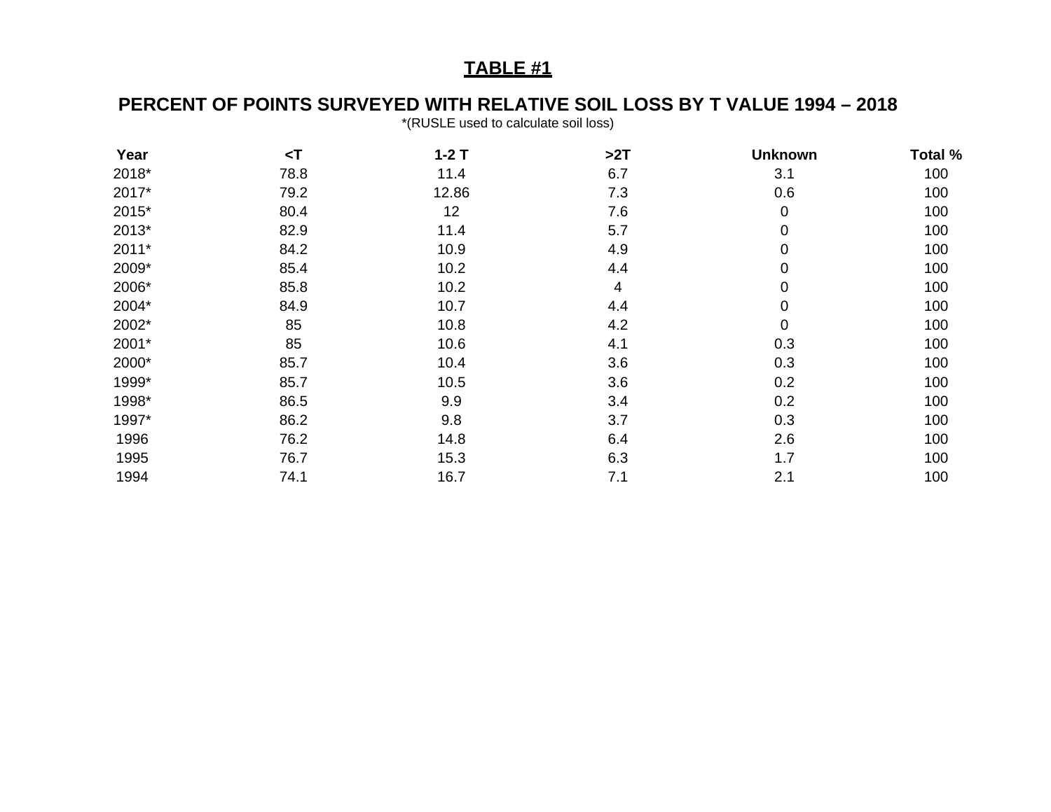## TABLE #1

### PERCENT OF POINTS SURVEYED WITH RELATIVE SOIL LOSS BY T VALUE 1994 – 2018

*(RUSLE used to calculate soil loss)

| Year | <T | 1-2 T | >2T | Unknown | Total % |
|---|---|---|---|---|---|
| 2018* | 78.8 | 11.4 | 6.7 | 3.1 | 100 |
| 2017* | 79.2 | 12.86 | 7.3 | 0.6 | 100 |
| 2015* | 80.4 | 12 | 7.6 | 0 | 100 |
| 2013* | 82.9 | 11.4 | 5.7 | 0 | 100 |
| 2011* | 84.2 | 10.9 | 4.9 | 0 | 100 |
| 2009* | 85.4 | 10.2 | 4.4 | 0 | 100 |
| 2006* | 85.8 | 10.2 | 4 | 0 | 100 |
| 2004* | 84.9 | 10.7 | 4.4 | 0 | 100 |
| 2002* | 85 | 10.8 | 4.2 | 0 | 100 |
| 2001* | 85 | 10.6 | 4.1 | 0.3 | 100 |
| 2000* | 85.7 | 10.4 | 3.6 | 0.3 | 100 |
| 1999* | 85.7 | 10.5 | 3.6 | 0.2 | 100 |
| 1998* | 86.5 | 9.9 | 3.4 | 0.2 | 100 |
| 1997* | 86.2 | 9.8 | 3.7 | 0.3 | 100 |
| 1996 | 76.2 | 14.8 | 6.4 | 2.6 | 100 |
| 1995 | 76.7 | 15.3 | 6.3 | 1.7 | 100 |
| 1994 | 74.1 | 16.7 | 7.1 | 2.1 | 100 |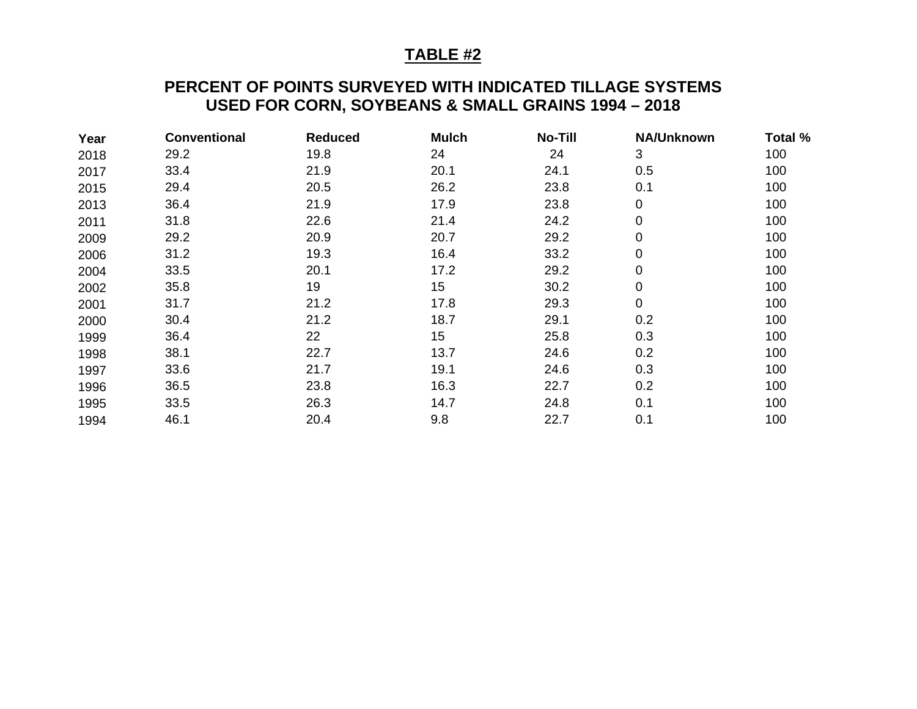## TABLE #2

### PERCENT OF POINTS SURVEYED WITH INDICATED TILLAGE SYSTEMS USED FOR CORN, SOYBEANS & SMALL GRAINS 1994 – 2018

| Year | Conventional | Reduced | Mulch | No-Till | NA/Unknown | Total % |
|---|---|---|---|---|---|---|
| 2018 | 29.2 | 19.8 | 24 | 24 | 3 | 100 |
| 2017 | 33.4 | 21.9 | 20.1 | 24.1 | 0.5 | 100 |
| 2015 | 29.4 | 20.5 | 26.2 | 23.8 | 0.1 | 100 |
| 2013 | 36.4 | 21.9 | 17.9 | 23.8 | 0 | 100 |
| 2011 | 31.8 | 22.6 | 21.4 | 24.2 | 0 | 100 |
| 2009 | 29.2 | 20.9 | 20.7 | 29.2 | 0 | 100 |
| 2006 | 31.2 | 19.3 | 16.4 | 33.2 | 0 | 100 |
| 2004 | 33.5 | 20.1 | 17.2 | 29.2 | 0 | 100 |
| 2002 | 35.8 | 19 | 15 | 30.2 | 0 | 100 |
| 2001 | 31.7 | 21.2 | 17.8 | 29.3 | 0 | 100 |
| 2000 | 30.4 | 21.2 | 18.7 | 29.1 | 0.2 | 100 |
| 1999 | 36.4 | 22 | 15 | 25.8 | 0.3 | 100 |
| 1998 | 38.1 | 22.7 | 13.7 | 24.6 | 0.2 | 100 |
| 1997 | 33.6 | 21.7 | 19.1 | 24.6 | 0.3 | 100 |
| 1996 | 36.5 | 23.8 | 16.3 | 22.7 | 0.2 | 100 |
| 1995 | 33.5 | 26.3 | 14.7 | 24.8 | 0.1 | 100 |
| 1994 | 46.1 | 20.4 | 9.8 | 22.7 | 0.1 | 100 |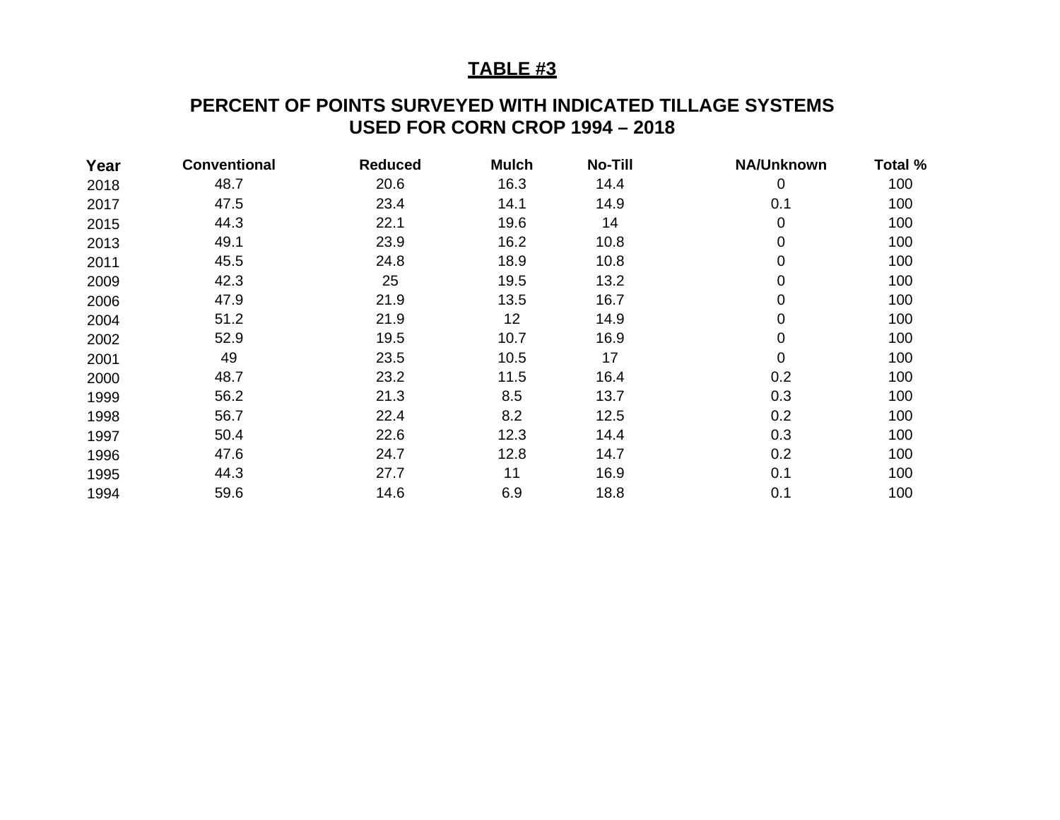## TABLE #3

### PERCENT OF POINTS SURVEYED WITH INDICATED TILLAGE SYSTEMS USED FOR CORN CROP 1994 – 2018

| Year | Conventional | Reduced | Mulch | No-Till | NA/Unknown | Total % |
|---|---|---|---|---|---|---|
| 2018 | 48.7 | 20.6 | 16.3 | 14.4 | 0 | 100 |
| 2017 | 47.5 | 23.4 | 14.1 | 14.9 | 0.1 | 100 |
| 2015 | 44.3 | 22.1 | 19.6 | 14 | 0 | 100 |
| 2013 | 49.1 | 23.9 | 16.2 | 10.8 | 0 | 100 |
| 2011 | 45.5 | 24.8 | 18.9 | 10.8 | 0 | 100 |
| 2009 | 42.3 | 25 | 19.5 | 13.2 | 0 | 100 |
| 2006 | 47.9 | 21.9 | 13.5 | 16.7 | 0 | 100 |
| 2004 | 51.2 | 21.9 | 12 | 14.9 | 0 | 100 |
| 2002 | 52.9 | 19.5 | 10.7 | 16.9 | 0 | 100 |
| 2001 | 49 | 23.5 | 10.5 | 17 | 0 | 100 |
| 2000 | 48.7 | 23.2 | 11.5 | 16.4 | 0.2 | 100 |
| 1999 | 56.2 | 21.3 | 8.5 | 13.7 | 0.3 | 100 |
| 1998 | 56.7 | 22.4 | 8.2 | 12.5 | 0.2 | 100 |
| 1997 | 50.4 | 22.6 | 12.3 | 14.4 | 0.3 | 100 |
| 1996 | 47.6 | 24.7 | 12.8 | 14.7 | 0.2 | 100 |
| 1995 | 44.3 | 27.7 | 11 | 16.9 | 0.1 | 100 |
| 1994 | 59.6 | 14.6 | 6.9 | 18.8 | 0.1 | 100 |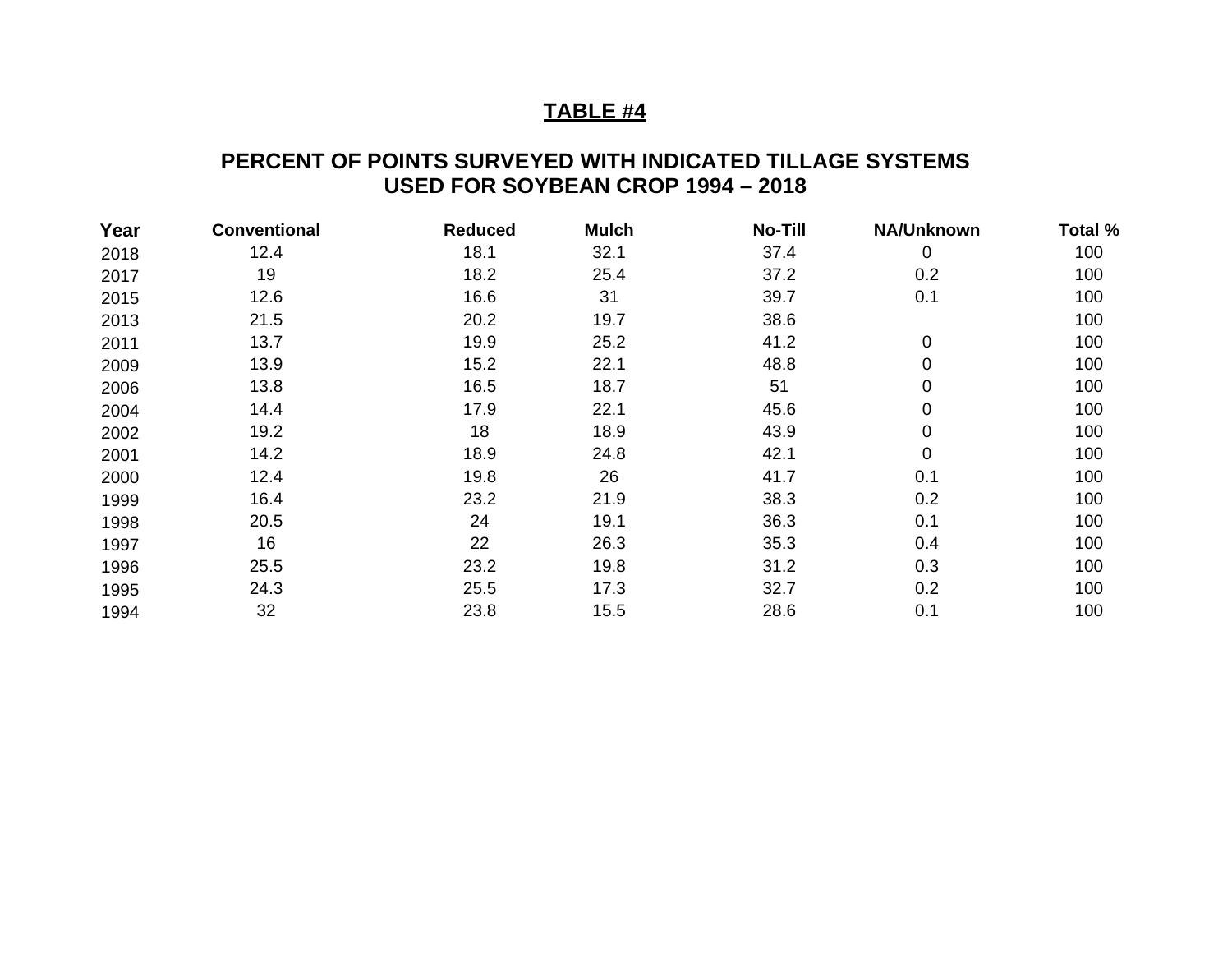## TABLE #4

### PERCENT OF POINTS SURVEYED WITH INDICATED TILLAGE SYSTEMS USED FOR SOYBEAN CROP 1994 – 2018

| Year | Conventional | Reduced | Mulch | No-Till | NA/Unknown | Total % |
|---|---|---|---|---|---|---|
| 2018 | 12.4 | 18.1 | 32.1 | 37.4 | 0 | 100 |
| 2017 | 19 | 18.2 | 25.4 | 37.2 | 0.2 | 100 |
| 2015 | 12.6 | 16.6 | 31 | 39.7 | 0.1 | 100 |
| 2013 | 21.5 | 20.2 | 19.7 | 38.6 | | 100 |
| 2011 | 13.7 | 19.9 | 25.2 | 41.2 | 0 | 100 |
| 2009 | 13.9 | 15.2 | 22.1 | 48.8 | 0 | 100 |
| 2006 | 13.8 | 16.5 | 18.7 | 51 | 0 | 100 |
| 2004 | 14.4 | 17.9 | 22.1 | 45.6 | 0 | 100 |
| 2002 | 19.2 | 18 | 18.9 | 43.9 | 0 | 100 |
| 2001 | 14.2 | 18.9 | 24.8 | 42.1 | 0 | 100 |
| 2000 | 12.4 | 19.8 | 26 | 41.7 | 0.1 | 100 |
| 1999 | 16.4 | 23.2 | 21.9 | 38.3 | 0.2 | 100 |
| 1998 | 20.5 | 24 | 19.1 | 36.3 | 0.1 | 100 |
| 1997 | 16 | 22 | 26.3 | 35.3 | 0.4 | 100 |
| 1996 | 25.5 | 23.2 | 19.8 | 31.2 | 0.3 | 100 |
| 1995 | 24.3 | 25.5 | 17.3 | 32.7 | 0.2 | 100 |
| 1994 | 32 | 23.8 | 15.5 | 28.6 | 0.1 | 100 |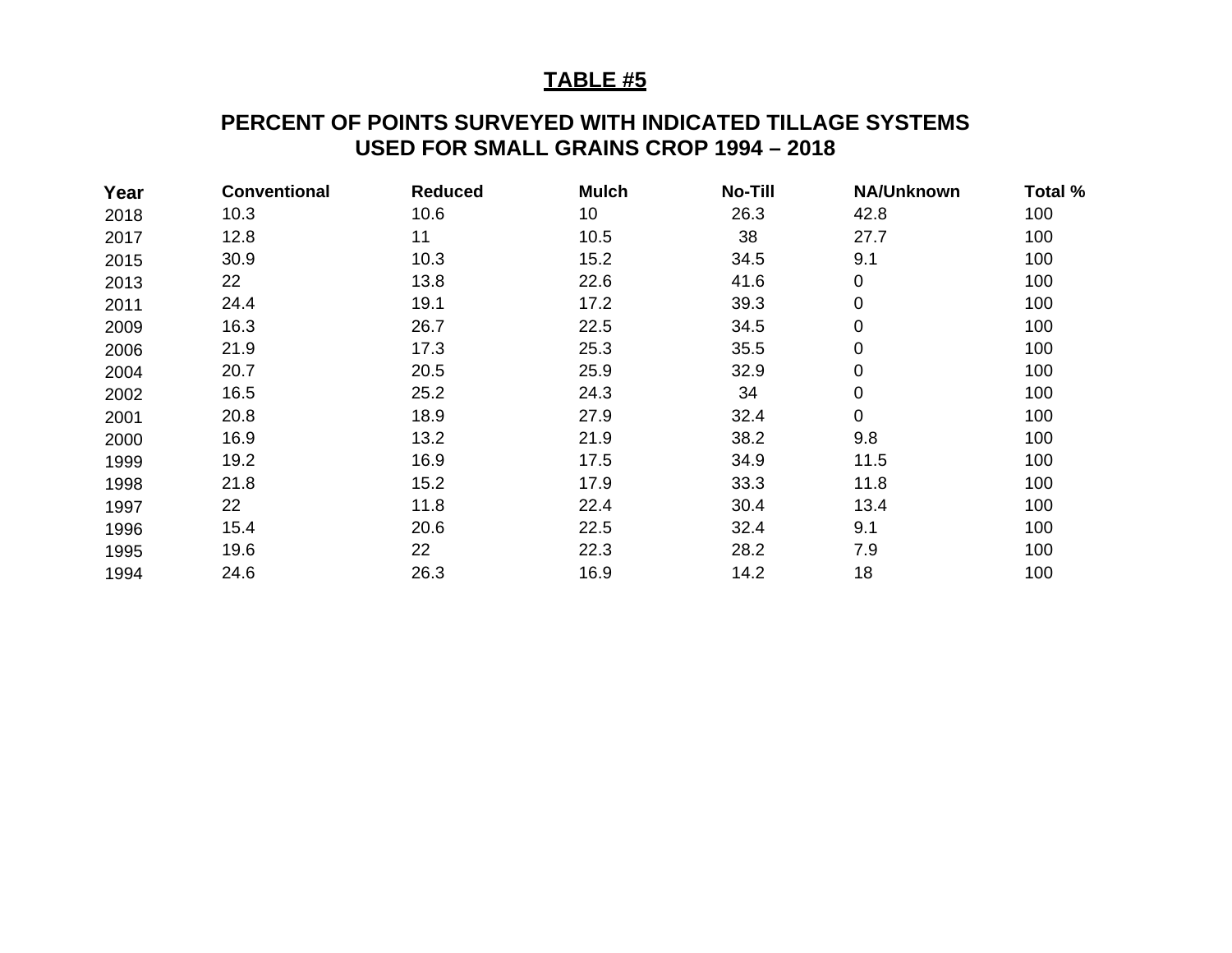## TABLE #5

### PERCENT OF POINTS SURVEYED WITH INDICATED TILLAGE SYSTEMS USED FOR SMALL GRAINS CROP 1994 – 2018

| Year | Conventional | Reduced | Mulch | No-Till | NA/Unknown | Total % |
|---|---|---|---|---|---|---|
| 2018 | 10.3 | 10.6 | 10 | 26.3 | 42.8 | 100 |
| 2017 | 12.8 | 11 | 10.5 | 38 | 27.7 | 100 |
| 2015 | 30.9 | 10.3 | 15.2 | 34.5 | 9.1 | 100 |
| 2013 | 22 | 13.8 | 22.6 | 41.6 | 0 | 100 |
| 2011 | 24.4 | 19.1 | 17.2 | 39.3 | 0 | 100 |
| 2009 | 16.3 | 26.7 | 22.5 | 34.5 | 0 | 100 |
| 2006 | 21.9 | 17.3 | 25.3 | 35.5 | 0 | 100 |
| 2004 | 20.7 | 20.5 | 25.9 | 32.9 | 0 | 100 |
| 2002 | 16.5 | 25.2 | 24.3 | 34 | 0 | 100 |
| 2001 | 20.8 | 18.9 | 27.9 | 32.4 | 0 | 100 |
| 2000 | 16.9 | 13.2 | 21.9 | 38.2 | 9.8 | 100 |
| 1999 | 19.2 | 16.9 | 17.5 | 34.9 | 11.5 | 100 |
| 1998 | 21.8 | 15.2 | 17.9 | 33.3 | 11.8 | 100 |
| 1997 | 22 | 11.8 | 22.4 | 30.4 | 13.4 | 100 |
| 1996 | 15.4 | 20.6 | 22.5 | 32.4 | 9.1 | 100 |
| 1995 | 19.6 | 22 | 22.3 | 28.2 | 7.9 | 100 |
| 1994 | 24.6 | 26.3 | 16.9 | 14.2 | 18 | 100 |